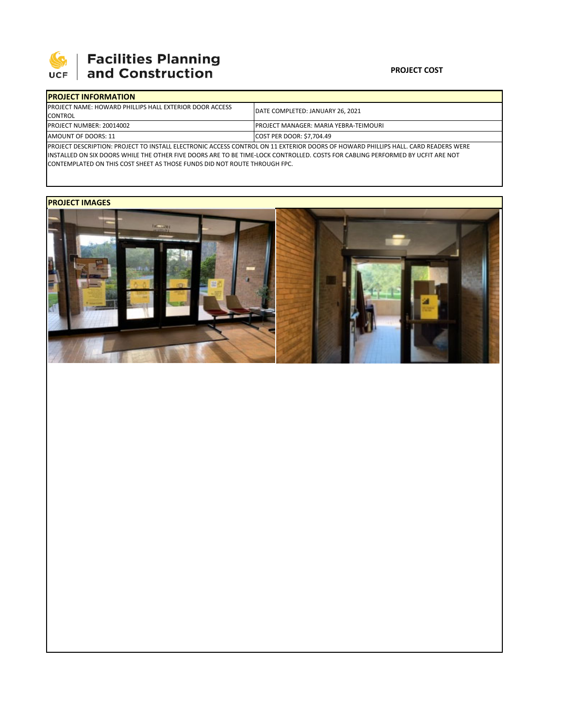**Facilities Planning and Construction**

**PROJECT COST**

| PROJECT INFORMATION | |
|---|---|
| PROJECT NAME: HOWARD PHILLIPS HALL EXTERIOR DOOR ACCESS CONTROL | DATE COMPLETED: JANUARY 26, 2021 |
| PROJECT NUMBER: 20014002 | PROJECT MANAGER: MARIA YEBRA-TEIMOURI |
| AMOUNT OF DOORS: 11 | COST PER DOOR: $7,704.49 |

PROJECT DESCRIPTION: PROJECT TO INSTALL ELECTRONIC ACCESS CONTROL ON 11 EXTERIOR DOORS OF HOWARD PHILLIPS HALL. CARD READERS WERE INSTALLED ON SIX DOORS WHILE THE OTHER FIVE DOORS ARE TO BE TIME-LOCK CONTROLLED. COSTS FOR CABLING PERFORMED BY UCFIT ARE NOT CONTEMPLATED ON THIS COST SHEET AS THOSE FUNDS DID NOT ROUTE THROUGH FPC.

**PROJECT IMAGES**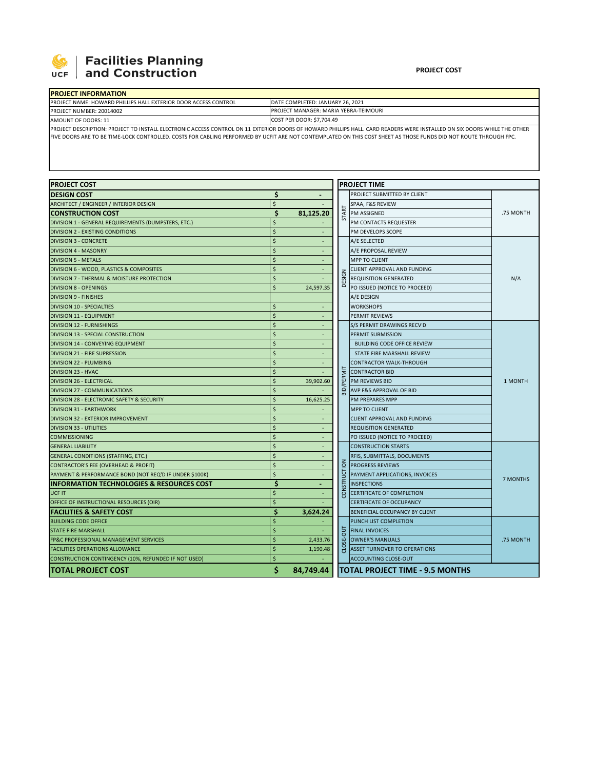# Facilities Planning and Construction

**PROJECT COST**

| PROJECT INFORMATION | |
|---|---|
| PROJECT NAME: HOWARD PHILLIPS HALL EXTERIOR DOOR ACCESS CONTROL | DATE COMPLETED: JANUARY 26, 2021 |
| PROJECT NUMBER: 20014002 | PROJECT MANAGER: MARIA YEBRA-TEIMOURI |
| AMOUNT OF DOORS: 11 | COST PER DOOR: $7,704.49 |

PROJECT DESCRIPTION: PROJECT TO INSTALL ELECTRONIC ACCESS CONTROL ON 11 EXTERIOR DOORS OF HOWARD PHILLIPS HALL. CARD READERS WERE INSTALLED ON SIX DOORS WHILE THE OTHER FIVE DOORS ARE TO BE TIME-LOCK CONTROLLED. COSTS FOR CABLING PERFORMED BY UCFIT ARE NOT CONTEMPLATED ON THIS COST SHEET AS THOSE FUNDS DID NOT ROUTE THROUGH FPC.

| PROJECT COST | |
|---|---|
| **DESIGN COST** | **$ -** |
| ARCHITECT / ENGINEER / INTERIOR DESIGN | $ - |
| **CONSTRUCTION COST** | **$ 81,125.20** |
| DIVISION 1 - GENERAL REQUIREMENTS (DUMPSTERS, ETC.) | $ - |
| DIVISION 2 - EXISTING CONDITIONS | $ - |
| DIVISION 3 - CONCRETE | $ - |
| DIVISION 4 - MASONRY | $ - |
| DIVISION 5 - METALS | $ - |
| DIVISION 6 - WOOD, PLASTICS & COMPOSITES | $ - |
| DIVISION 7 - THERMAL & MOISTURE PROTECTION | $ - |
| DIVISION 8 - OPENINGS | $ 24,597.35 |
| DIVISION 9 - FINISHES | |
| DIVISION 10 - SPECIALTIES | $ - |
| DIVISION 11 - EQUIPMENT | $ - |
| DIVISION 12 - FURNISHINGS | $ - |
| DIVISION 13 - SPECIAL CONSTRUCTION | $ - |
| DIVISION 14 - CONVEYING EQUIPMENT | $ - |
| DIVISION 21 - FIRE SUPRESSION | $ - |
| DIVISION 22 - PLUMBING | $ - |
| DIVISION 23 - HVAC | $ - |
| DIVISION 26 - ELECTRICAL | $ 39,902.60 |
| DIVISION 27 - COMMUNICATIONS | $ - |
| DIVISION 28 - ELECTRONIC SAFETY & SECURITY | $ 16,625.25 |
| DIVISION 31 - EARTHWORK | $ - |
| DIVISION 32 - EXTERIOR IMPROVEMENT | $ - |
| DIVISION 33 - UTILITIES | $ - |
| COMMISSIONING | $ - |
| GENERAL LIABILITY | $ - |
| GENERAL CONDITIONS (STAFFING, ETC.) | $ - |
| CONTRACTOR'S FEE (OVERHEAD & PROFIT) | $ - |
| PAYMENT & PERFORMANCE BOND (NOT REQ'D IF UNDER $100K) | $ - |
| **INFORMATION TECHNOLOGIES & RESOURCES COST** | **$ -** |
| UCF IT | $ - |
| OFFICE OF INSTRUCTIONAL RESOURCES (OIR) | $ - |
| **FACILITIES & SAFETY COST** | **$ 3,624.24** |
| BUILDING CODE OFFICE | $ - |
| STATE FIRE MARSHALL | $ - |
| FP&C PROFESSIONAL MANAGEMENT SERVICES | $ 2,433.76 |
| FACILITIES OPERATIONS ALLOWANCE | $ 1,190.48 |
| CONSTRUCTION CONTINGENCY (10%, REFUNDED IF NOT USED) | $ - |
| **TOTAL PROJECT COST** | **$ 84,749.44** |

| PROJECT TIME | | |
|---|---|---|
| START | PROJECT SUBMITTED BY CLIENT | .75 MONTH |
| | SPAA, F&S REVIEW | |
| | PM ASSIGNED | |
| | PM CONTACTS REQUESTER | |
| | PM DEVELOPS SCOPE | |
| DESIGN | A/E SELECTED | N/A |
| | A/E PROPOSAL REVIEW | |
| | MPP TO CLIENT | |
| | CLIENT APPROVAL AND FUNDING | |
| | REQUISITION GENERATED | |
| | PO ISSUED (NOTICE TO PROCEED) | |
| | A/E DESIGN | |
| | WORKSHOPS | |
| | PERMIT REVIEWS | |
| BID/PERMIT | S/S PERMIT DRAWINGS RECV'D | 1 MONTH |
| | PERMIT SUBMISSION | |
| | BUILDING CODE OFFICE REVIEW | |
| | STATE FIRE MARSHALL REVIEW | |
| | CONTRACTOR WALK-THROUGH | |
| | CONTRACTOR BID | |
| | PM REVIEWS BID | |
| | AVP F&S APPROVAL OF BID | |
| | PM PREPARES MPP | |
| | MPP TO CLIENT | |
| | CLIENT APPROVAL AND FUNDING | |
| | REQUISITION GENERATED | |
| | PO ISSUED (NOTICE TO PROCEED) | |
| CONSTRUCTION | CONSTRUCTION STARTS | 7 MONTHS |
| | RFIS, SUBMITTALS, DOCUMENTS | |
| | PROGRESS REVIEWS | |
| | PAYMENT APPLICATIONS, INVOICES | |
| | INSPECTIONS | |
| | CERTIFICATE OF COMPLETION | |
| | CERTIFICATE OF OCCUPANCY | |
| | BENEFICIAL OCCUPANCY BY CLIENT | |
| CLOSE-OUT | PUNCH LIST COMPLETION | .75 MONTH |
| | FINAL INVOICES | |
| | OWNER'S MANUALS | |
| | ASSET TURNOVER TO OPERATIONS | |
| | ACCOUNTING CLOSE-OUT | |
| **TOTAL PROJECT TIME - 9.5 MONTHS** | | |